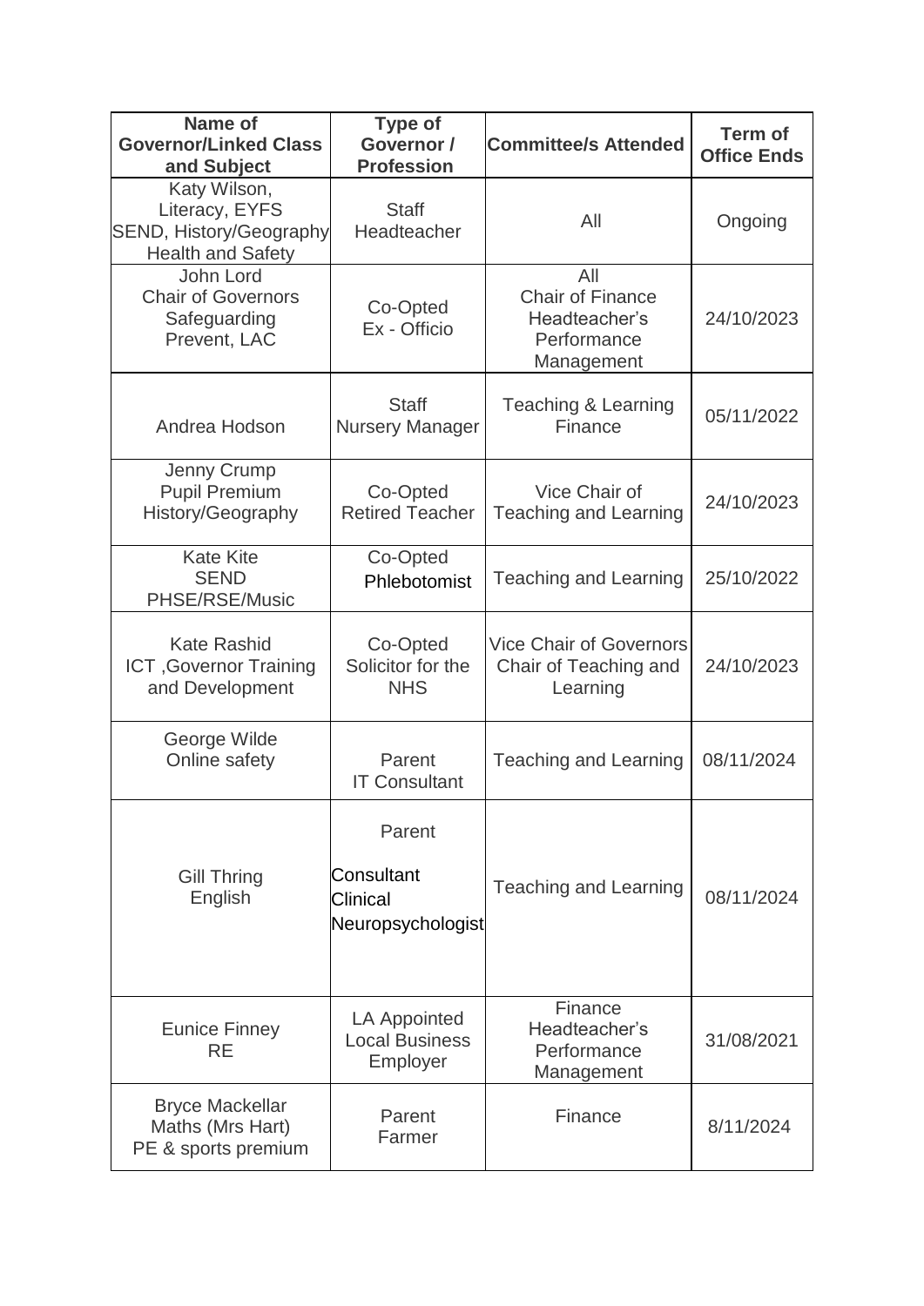| Name of Governor/Linked Class and Subject | Type of Governor / Profession | Committee/s Attended | Term of Office Ends |
|---|---|---|---|
| Katy Wilson, Literacy, EYFS SEND, History/Geography Health and Safety | Staff Headteacher | All | Ongoing |
| John Lord Chair of Governors Safeguarding Prevent, LAC | Co-Opted Ex - Officio | All Chair of Finance Headteacher's Performance Management | 24/10/2023 |
| Andrea Hodson | Staff Nursery Manager | Teaching & Learning Finance | 05/11/2022 |
| Jenny Crump Pupil Premium History/Geography | Co-Opted Retired Teacher | Vice Chair of Teaching and Learning | 24/10/2023 |
| Kate Kite SEND PHSE/RSE/Music | Co-Opted Phlebotomist | Teaching and Learning | 25/10/2022 |
| Kate Rashid ICT ,Governor Training and Development | Co-Opted Solicitor for the NHS | Vice Chair of Governors Chair of Teaching and Learning | 24/10/2023 |
| George Wilde Online safety | Parent IT Consultant | Teaching and Learning | 08/11/2024 |
| Gill Thring English | Parent Consultant Clinical Neuropsychologist | Teaching and Learning | 08/11/2024 |
| Eunice Finney RE | LA Appointed Local Business Employer | Finance Headteacher's Performance Management | 31/08/2021 |
| Bryce Mackellar Maths (Mrs Hart) PE & sports premium | Parent Farmer | Finance | 8/11/2024 |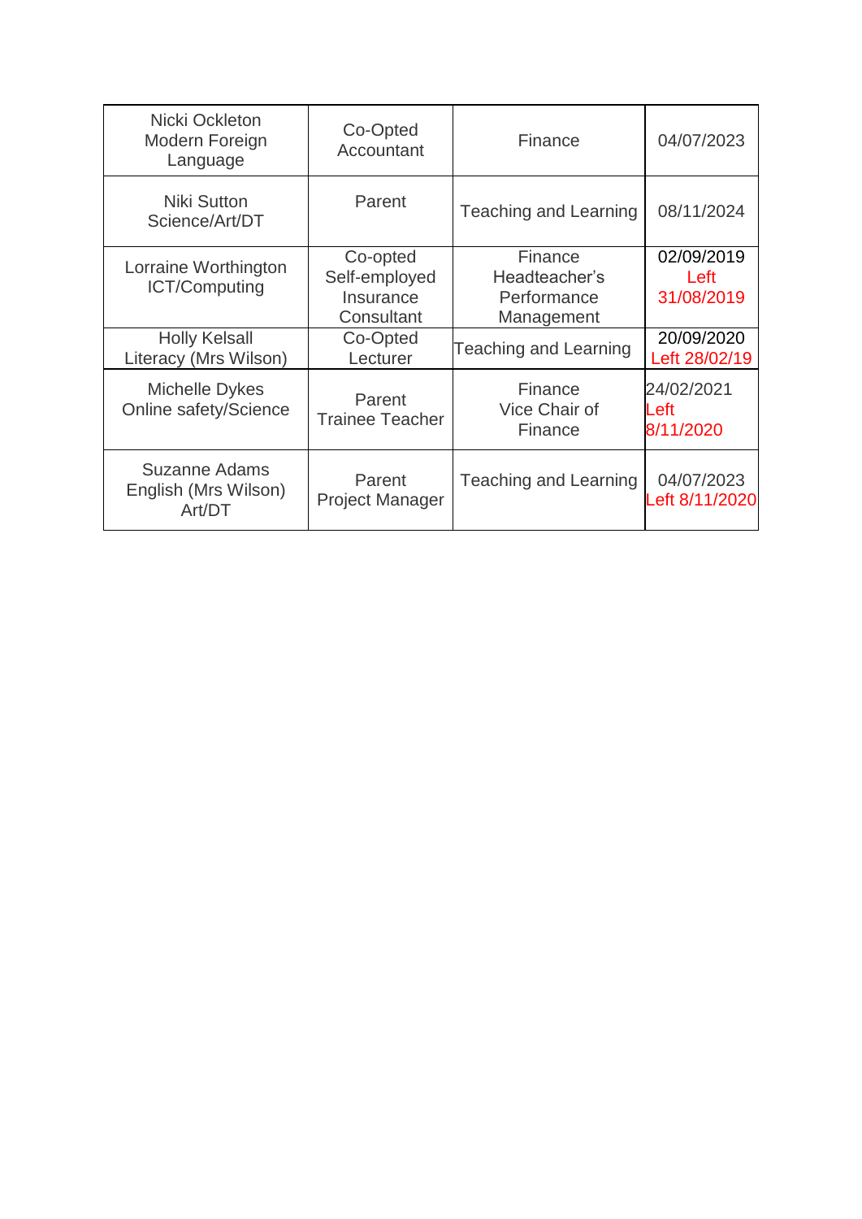| | | | |
|---|---|---|---|
| Nicki Ockleton<br>Modern Foreign Language | Co-Opted<br>Accountant | Finance | 04/07/2023 |
| Niki Sutton<br>Science/Art/DT | Parent | Teaching and Learning | 08/11/2024 |
| Lorraine Worthington<br>ICT/Computing | Co-opted<br>Self-employed Insurance Consultant | Finance<br>Headteacher's Performance Management | 02/09/2019<br>Left 31/08/2019 |
| Holly Kelsall<br>Literacy (Mrs Wilson) | Co-Opted<br>Lecturer | Teaching and Learning | 20/09/2020<br>Left 28/02/19 |
| Michelle Dykes<br>Online safety/Science | Parent<br>Trainee Teacher | Finance<br>Vice Chair of Finance | 24/02/2021<br>Left 8/11/2020 |
| Suzanne Adams<br>English (Mrs Wilson)<br>Art/DT | Parent<br>Project Manager | Teaching and Learning | 04/07/2023<br>Left 8/11/2020 |